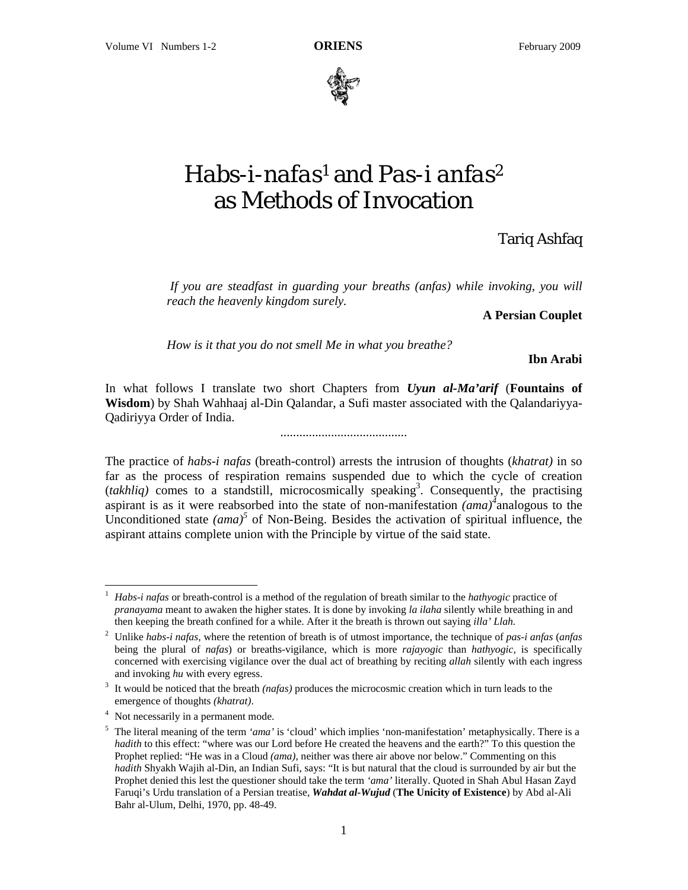# Habs-i-nafas[1] and Pas-i anfas[2] as Methods of Invocation

Tariq Ashfaq

*If you are steadfast in guarding your breaths (anfas) while invoking, you will reach the heavenly kingdom surely.*

**A Persian Couplet**

*How is it that you do not smell Me in what you breathe?*

**Ibn Arabi**

In what follows I translate two short Chapters from ***Uyun al-Ma'arif*** (**Fountains of Wisdom**) by Shah Wahhaaj al-Din Qalandar, a Sufi master associated with the Qalandariyya-Qadiriyya Order of India.

........................................

The practice of *habs-i nafas* (breath-control) arrests the intrusion of thoughts (*khatrat)* in so far as the process of respiration remains suspended due to which the cycle of creation (*takhliq)* comes to a standstill, microcosmically speaking[3]. Consequently, the practising aspirant is as it were reabsorbed into the state of non-manifestation *(ama)*[4] analogous to the Unconditioned state *(ama)*[5] of Non-Being. Besides the activation of spiritual influence, the aspirant attains complete union with the Principle by virtue of the said state.

---

[1] *Habs-i nafas* or breath-control is a method of the regulation of breath similar to the *hathyogic* practice of *pranayama* meant to awaken the higher states. It is done by invoking *la ilaha* silently while breathing in and then keeping the breath confined for a while. After it the breath is thrown out saying *illa' Llah.*

[2] Unlike *habs-i nafas*, where the retention of breath is of utmost importance, the technique of *pas-i anfas* (*anfas* being the plural of *nafas*) or breaths-vigilance, which is more *rajayogic* than *hathyogic,* is specifically concerned with exercising vigilance over the dual act of breathing by reciting *allah* silently with each ingress and invoking *hu* with every egress.

[3] It would be noticed that the breath *(nafas)* produces the microcosmic creation which in turn leads to the emergence of thoughts *(khatrat)*.

[4] Not necessarily in a permanent mode.

[5] The literal meaning of the term *'ama'* is 'cloud' which implies 'non-manifestation' metaphysically. There is a *hadith* to this effect: "where was our Lord before He created the heavens and the earth?" To this question the Prophet replied: "He was in a Cloud *(ama)*, neither was there air above nor below." Commenting on this *hadith* Shyakh Wajih al-Din, an Indian Sufi, says: "It is but natural that the cloud is surrounded by air but the Prophet denied this lest the questioner should take the term *'ama'* literally. Quoted in Shah Abul Hasan Zayd Faruqi's Urdu translation of a Persian treatise, ***Wahdat al-Wujud*** (**The Unicity of Existence**) by Abd al-Ali Bahr al-Ulum, Delhi, 1970, pp. 48-49.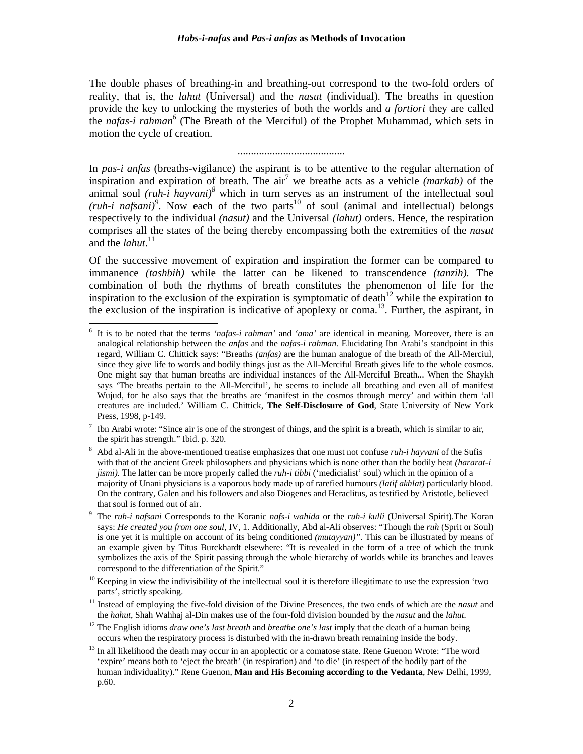The double phases of breathing-in and breathing-out correspond to the two-fold orders of reality, that is, the *lahut* (Universal) and the *nasut* (individual). The breaths in question provide the key to unlocking the mysteries of both the worlds and *a fortiori* they are called the *nafas-i rahman*[6] (The Breath of the Merciful) of the Prophet Muhammad, which sets in motion the cycle of creation.

........................................

In *pas-i anfas* (breaths-vigilance) the aspirant is to be attentive to the regular alternation of inspiration and expiration of breath. The air[7] we breathe acts as a vehicle *(markab)* of the animal soul *(ruh-i hayvani)*[8] which in turn serves as an instrument of the intellectual soul *(ruh-i nafsani)*[9]. Now each of the two parts[10] of soul (animal and intellectual) belongs respectively to the individual *(nasut)* and the Universal *(lahut)* orders. Hence, the respiration comprises all the states of the being thereby encompassing both the extremities of the *nasut* and the *lahut*.[11]

Of the successive movement of expiration and inspiration the former can be compared to immanence *(tashbih)* while the latter can be likened to transcendence *(tanzih).* The combination of both the rhythms of breath constitutes the phenomenon of life for the inspiration to the exclusion of the expiration is symptomatic of death[12] while the expiration to the exclusion of the inspiration is indicative of apoplexy or coma.[13]. Further, the aspirant, in

---

[6] It is to be noted that the terms *'nafas-i rahman'* and *'ama'* are identical in meaning. Moreover, there is an analogical relationship between the *anfas* and the *nafas-i rahman.* Elucidating Ibn Arabi's standpoint in this regard, William C. Chittick says: "Breaths *(anfas)* are the human analogue of the breath of the All-Merciul, since they give life to words and bodily things just as the All-Merciful Breath gives life to the whole cosmos. One might say that human breaths are individual instances of the All-Merciful Breath... When the Shaykh says 'The breaths pertain to the All-Merciful', he seems to include all breathing and even all of manifest Wujud, for he also says that the breaths are 'manifest in the cosmos through mercy' and within them 'all creatures are included.' William C. Chittick, **The Self-Disclosure of God**, State University of New York Press, 1998, p-149.

[7] Ibn Arabi wrote: "Since air is one of the strongest of things, and the spirit is a breath, which is similar to air, the spirit has strength." Ibid. p. 320.

[8] Abd al-Ali in the above-mentioned treatise emphasizes that one must not confuse *ruh-i hayvani* of the Sufis with that of the ancient Greek philosophers and physicians which is none other than the bodily heat *(hararat-i jismi).* The latter can be more properly called the *ruh-i tibbi* ('medicialist' soul) which in the opinion of a majority of Unani physicians is a vaporous body made up of rarefied humours *(latif akhlat)* particularly blood. On the contrary, Galen and his followers and also Diogenes and Heraclitus, as testified by Aristotle, believed that soul is formed out of air.

[9] The *ruh-i nafsani* Corresponds to the Koranic *nafs-i wahida* or the *ruh-i kulli* (Universal Spirit).The Koran says: *He created you from one soul*, IV, 1. Additionally, Abd al-Ali observes: "Though the *ruh* (Sprit or Soul) is one yet it is multiple on account of its being conditioned *(mutayyan)".* This can be illustrated by means of an example given by Titus Burckhardt elsewhere: "It is revealed in the form of a tree of which the trunk symbolizes the axis of the Spirit passing through the whole hierarchy of worlds while its branches and leaves correspond to the differentiation of the Spirit."

[10] Keeping in view the indivisibility of the intellectual soul it is therefore illegitimate to use the expression 'two parts', strictly speaking.

[11] Instead of employing the five-fold division of the Divine Presences, the two ends of which are the *nasut* and the *hahut*, Shah Wahhaj al-Din makes use of the four-fold division bounded by the *nasut* and the *lahut.*

[12] The English idioms *draw one's last breath* and *breathe one's last* imply that the death of a human being occurs when the respiratory process is disturbed with the in-drawn breath remaining inside the body.

[13] In all likelihood the death may occur in an apoplectic or a comatose state. Rene Guenon Wrote: "The word 'expire' means both to 'eject the breath' (in respiration) and 'to die' (in respect of the bodily part of the human individuality)." Rene Guenon, **Man and His Becoming according to the Vedanta**, New Delhi, 1999, p.60.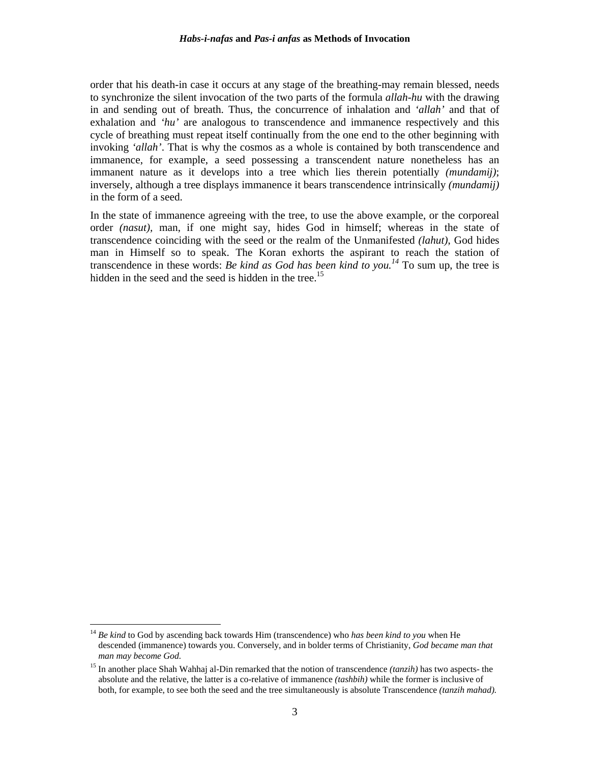order that his death-in case it occurs at any stage of the breathing-may remain blessed, needs to synchronize the silent invocation of the two parts of the formula *allah-hu* with the drawing in and sending out of breath. Thus, the concurrence of inhalation and *'allah'* and that of exhalation and *'hu'* are analogous to transcendence and immanence respectively and this cycle of breathing must repeat itself continually from the one end to the other beginning with invoking *'allah'*. That is why the cosmos as a whole is contained by both transcendence and immanence, for example, a seed possessing a transcendent nature nonetheless has an immanent nature as it develops into a tree which lies therein potentially *(mundamij)*; inversely, although a tree displays immanence it bears transcendence intrinsically *(mundamij)* in the form of a seed.

In the state of immanence agreeing with the tree, to use the above example, or the corporeal order *(nasut)*, man, if one might say, hides God in himself; whereas in the state of transcendence coinciding with the seed or the realm of the Unmanifested *(lahut)*, God hides man in Himself so to speak. The Koran exhorts the aspirant to reach the station of transcendence in these words: *Be kind as God has been kind to you.*[14] To sum up, the tree is hidden in the seed and the seed is hidden in the tree.[15]

---

[14] *Be kind* to God by ascending back towards Him (transcendence) who *has been kind to you* when He descended (immanence) towards you. Conversely, and in bolder terms of Christianity, *God became man that man may become God.*

[15] In another place Shah Wahhaj al-Din remarked that the notion of transcendence *(tanzih)* has two aspects- the absolute and the relative, the latter is a co-relative of immanence *(tashbih)* while the former is inclusive of both, for example, to see both the seed and the tree simultaneously is absolute Transcendence *(tanzih mahad).*